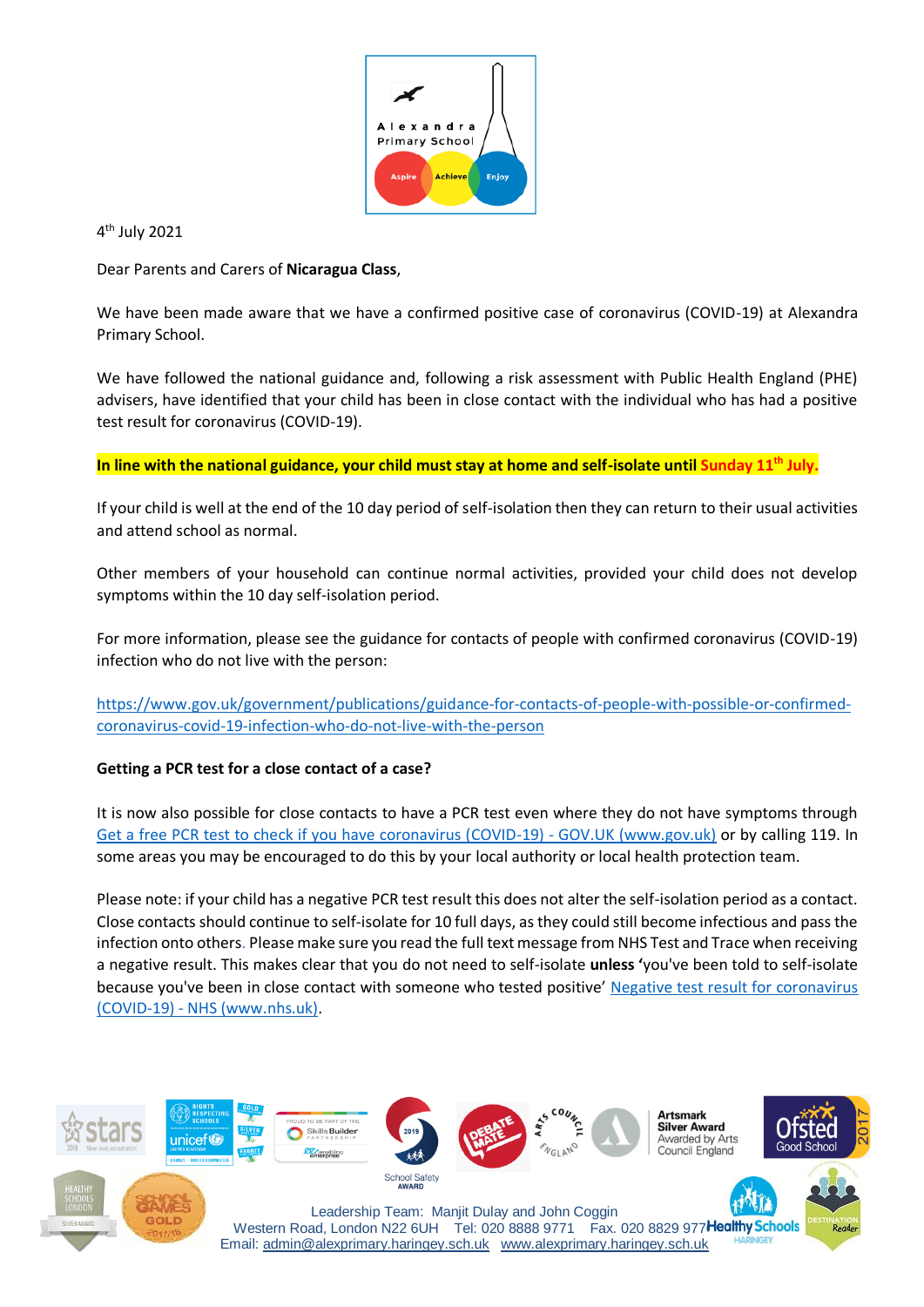Alexandra Primary School

Aspire Achieve Enjoy

4th July 2021

Dear Parents and Carers of **Nicaragua Class**,

We have been made aware that we have a confirmed positive case of coronavirus (COVID-19) at Alexandra Primary School.

We have followed the national guidance and, following a risk assessment with Public Health England (PHE) advisers, have identified that your child has been in close contact with the individual who has had a positive test result for coronavirus (COVID-19).

**In line with the national guidance, your child must stay at home and self-isolate until Sunday 11th July.**

If your child is well at the end of the 10 day period of self-isolation then they can return to their usual activities and attend school as normal.

Other members of your household can continue normal activities, provided your child does not develop symptoms within the 10 day self-isolation period.

For more information, please see the guidance for contacts of people with confirmed coronavirus (COVID-19) infection who do not live with the person:

https://www.gov.uk/government/publications/guidance-for-contacts-of-people-with-possible-or-confirmed-coronavirus-covid-19-infection-who-do-not-live-with-the-person

**Getting a PCR test for a close contact of a case?**

It is now also possible for close contacts to have a PCR test even where they do not have symptoms through Get a free PCR test to check if you have coronavirus (COVID-19) - GOV.UK (www.gov.uk) or by calling 119. In some areas you may be encouraged to do this by your local authority or local health protection team.

Please note: if your child has a negative PCR test result this does not alter the self-isolation period as a contact. Close contacts should continue to self-isolate for 10 full days, as they could still become infectious and pass the infection onto others. Please make sure you read the full text message from NHS Test and Trace when receiving a negative result. This makes clear that you do not need to self-isolate **unless '**you've been told to self-isolate because you've been in close contact with someone who tested positive' Negative test result for coronavirus (COVID-19) - NHS (www.nhs.uk).

Leadership Team: Manjit Dulay and John Coggin
Western Road, London N22 6UH Tel: 020 8888 9771 Fax. 020 8829 977
Email: admin@alexprimary.haringey.sch.uk www.alexprimary.haringey.sch.uk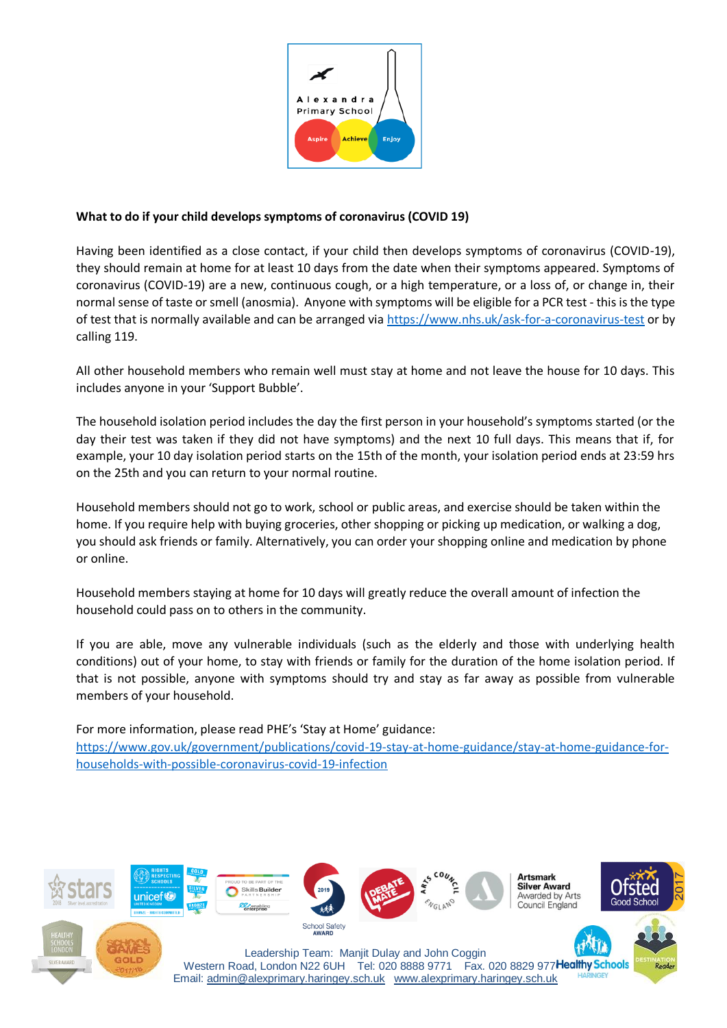**What to do if your child develops symptoms of coronavirus (COVID 19)**

Having been identified as a close contact, if your child then develops symptoms of coronavirus (COVID-19), they should remain at home for at least 10 days from the date when their symptoms appeared. Symptoms of coronavirus (COVID-19) are a new, continuous cough, or a high temperature, or a loss of, or change in, their normal sense of taste or smell (anosmia). Anyone with symptoms will be eligible for a PCR test - this is the type of test that is normally available and can be arranged via https://www.nhs.uk/ask-for-a-coronavirus-test or by calling 119.

All other household members who remain well must stay at home and not leave the house for 10 days. This includes anyone in your 'Support Bubble'.

The household isolation period includes the day the first person in your household's symptoms started (or the day their test was taken if they did not have symptoms) and the next 10 full days. This means that if, for example, your 10 day isolation period starts on the 15th of the month, your isolation period ends at 23:59 hrs on the 25th and you can return to your normal routine.

Household members should not go to work, school or public areas, and exercise should be taken within the home. If you require help with buying groceries, other shopping or picking up medication, or walking a dog, you should ask friends or family. Alternatively, you can order your shopping online and medication by phone or online.

Household members staying at home for 10 days will greatly reduce the overall amount of infection the household could pass on to others in the community.

If you are able, move any vulnerable individuals (such as the elderly and those with underlying health conditions) out of your home, to stay with friends or family for the duration of the home isolation period. If that is not possible, anyone with symptoms should try and stay as far away as possible from vulnerable members of your household.

For more information, please read PHE's 'Stay at Home' guidance:
https://www.gov.uk/government/publications/covid-19-stay-at-home-guidance/stay-at-home-guidance-for-households-with-possible-coronavirus-covid-19-infection

Leadership Team: Manjit Dulay and John Coggin
Western Road, London N22 6UH Tel: 020 8888 9771 Fax. 020 8829 977
Email: admin@alexprimary.haringey.sch.uk www.alexprimary.haringey.sch.uk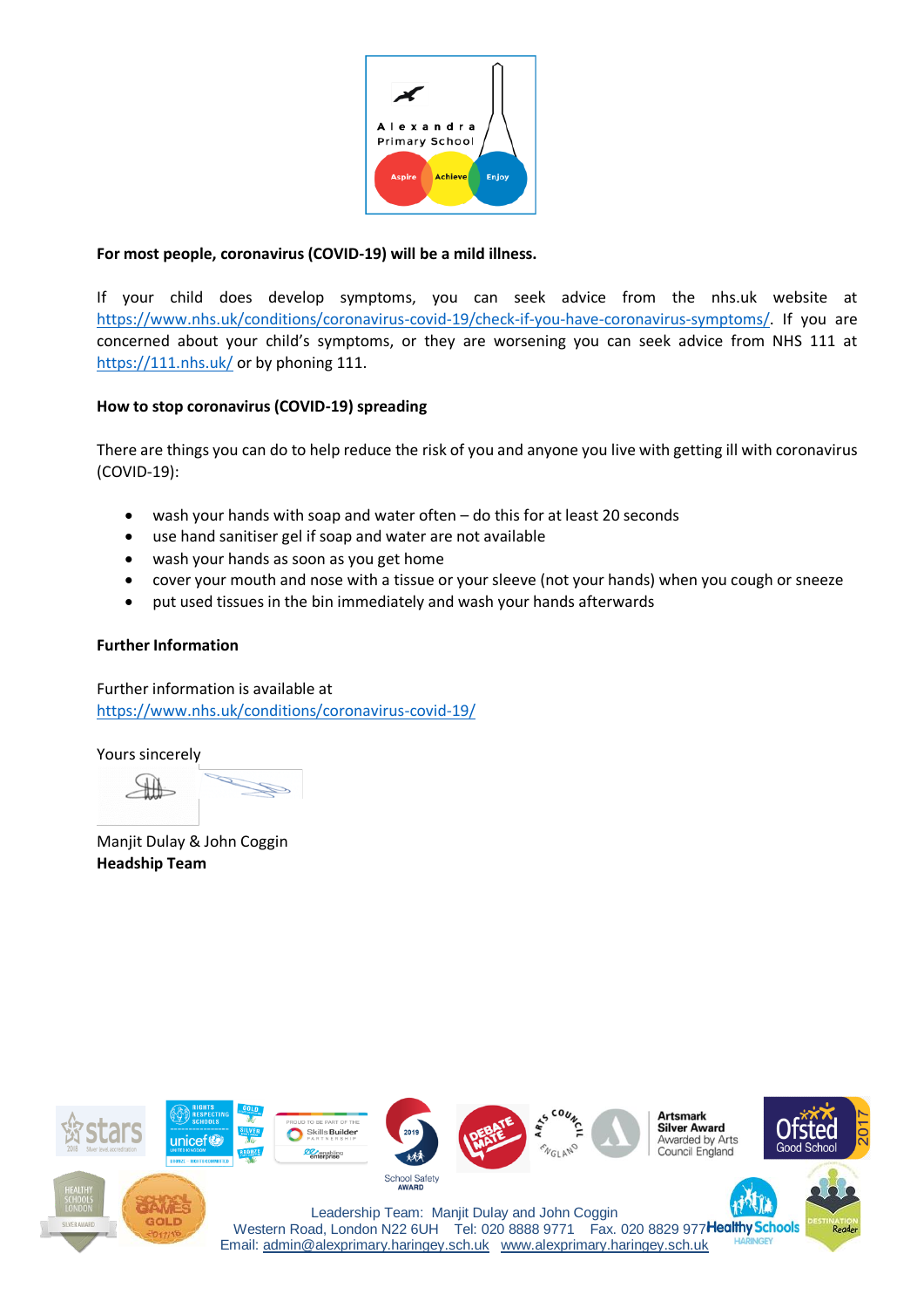**For most people, coronavirus (COVID-19) will be a mild illness.**

If your child does develop symptoms, you can seek advice from the nhs.uk website at https://www.nhs.uk/conditions/coronavirus-covid-19/check-if-you-have-coronavirus-symptoms/. If you are concerned about your child's symptoms, or they are worsening you can seek advice from NHS 111 at https://111.nhs.uk/ or by phoning 111.

**How to stop coronavirus (COVID-19) spreading**

There are things you can do to help reduce the risk of you and anyone you live with getting ill with coronavirus (COVID-19):

- wash your hands with soap and water often – do this for at least 20 seconds
- use hand sanitiser gel if soap and water are not available
- wash your hands as soon as you get home
- cover your mouth and nose with a tissue or your sleeve (not your hands) when you cough or sneeze
- put used tissues in the bin immediately and wash your hands afterwards

**Further Information**

Further information is available at
https://www.nhs.uk/conditions/coronavirus-covid-19/

Yours sincerely

Manjit Dulay & John Coggin
**Headship Team**

Leadership Team: Manjit Dulay and John Coggin
Western Road, London N22 6UH Tel: 020 8888 9771 Fax. 020 8829 977
Email: admin@alexprimary.haringey.sch.uk www.alexprimary.haringey.sch.uk